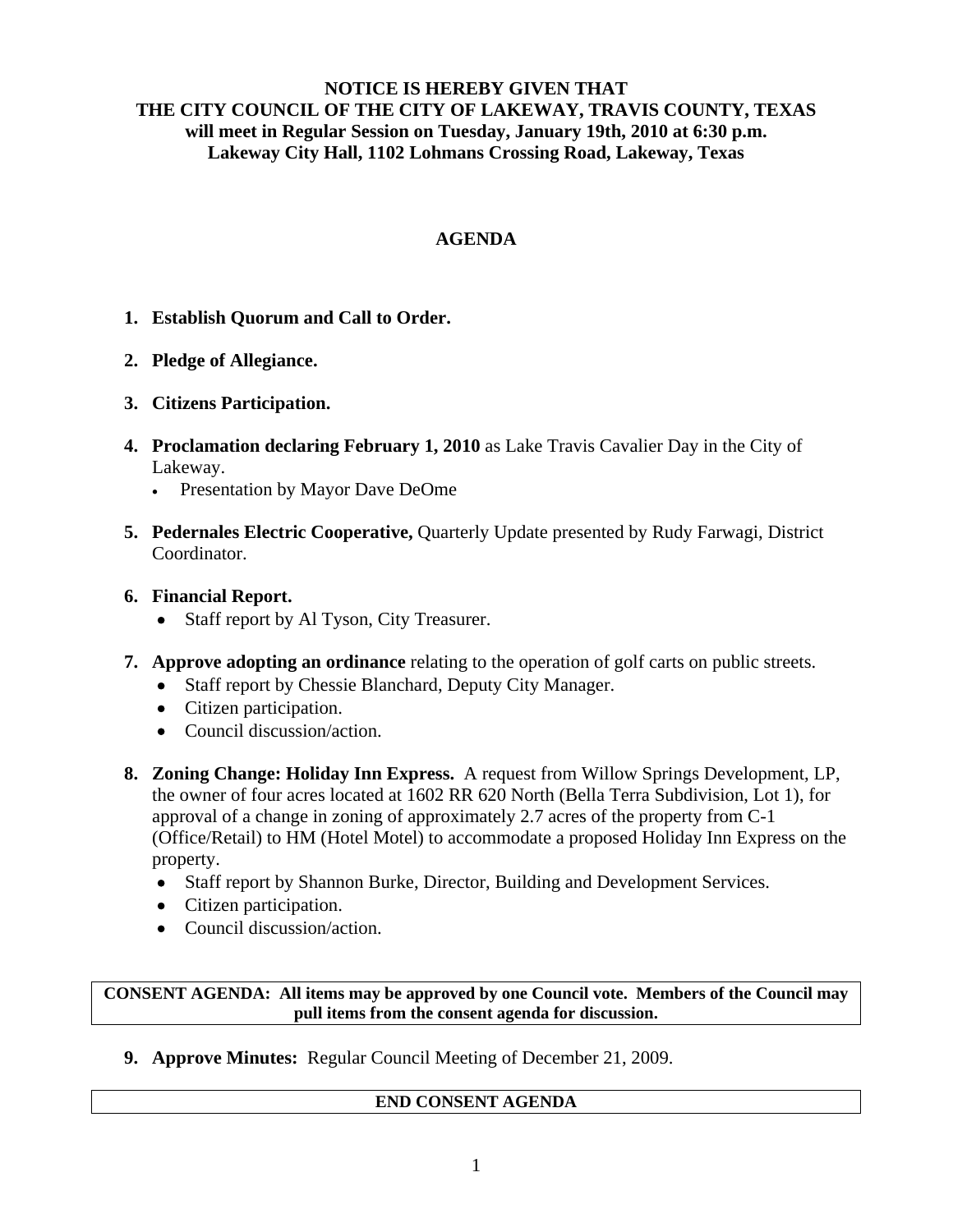**NOTICE IS HEREBY GIVEN THAT**
**THE CITY COUNCIL OF THE CITY OF LAKEWAY, TRAVIS COUNTY, TEXAS**
**will meet in Regular Session on Tuesday, January 19th, 2010 at 6:30 p.m.**
**Lakeway City Hall, 1102 Lohmans Crossing Road, Lakeway, Texas**

# AGENDA

1. **Establish Quorum and Call to Order.**

2. **Pledge of Allegiance.**

3. **Citizens Participation.**

4. **Proclamation declaring February 1, 2010** as Lake Travis Cavalier Day in the City of Lakeway.
   - Presentation by Mayor Dave DeOme

5. **Pedernales Electric Cooperative,** Quarterly Update presented by Rudy Farwagi, District Coordinator.

6. **Financial Report.**
   - Staff report by Al Tyson, City Treasurer.

7. **Approve adopting an ordinance** relating to the operation of golf carts on public streets.
   - Staff report by Chessie Blanchard, Deputy City Manager.
   - Citizen participation.
   - Council discussion/action.

8. **Zoning Change: Holiday Inn Express.** A request from Willow Springs Development, LP, the owner of four acres located at 1602 RR 620 North (Bella Terra Subdivision, Lot 1), for approval of a change in zoning of approximately 2.7 acres of the property from C-1 (Office/Retail) to HM (Hotel Motel) to accommodate a proposed Holiday Inn Express on the property.
   - Staff report by Shannon Burke, Director, Building and Development Services.
   - Citizen participation.
   - Council discussion/action.

**CONSENT AGENDA: All items may be approved by one Council vote. Members of the Council may pull items from the consent agenda for discussion.**

9. **Approve Minutes:** Regular Council Meeting of December 21, 2009.

**END CONSENT AGENDA**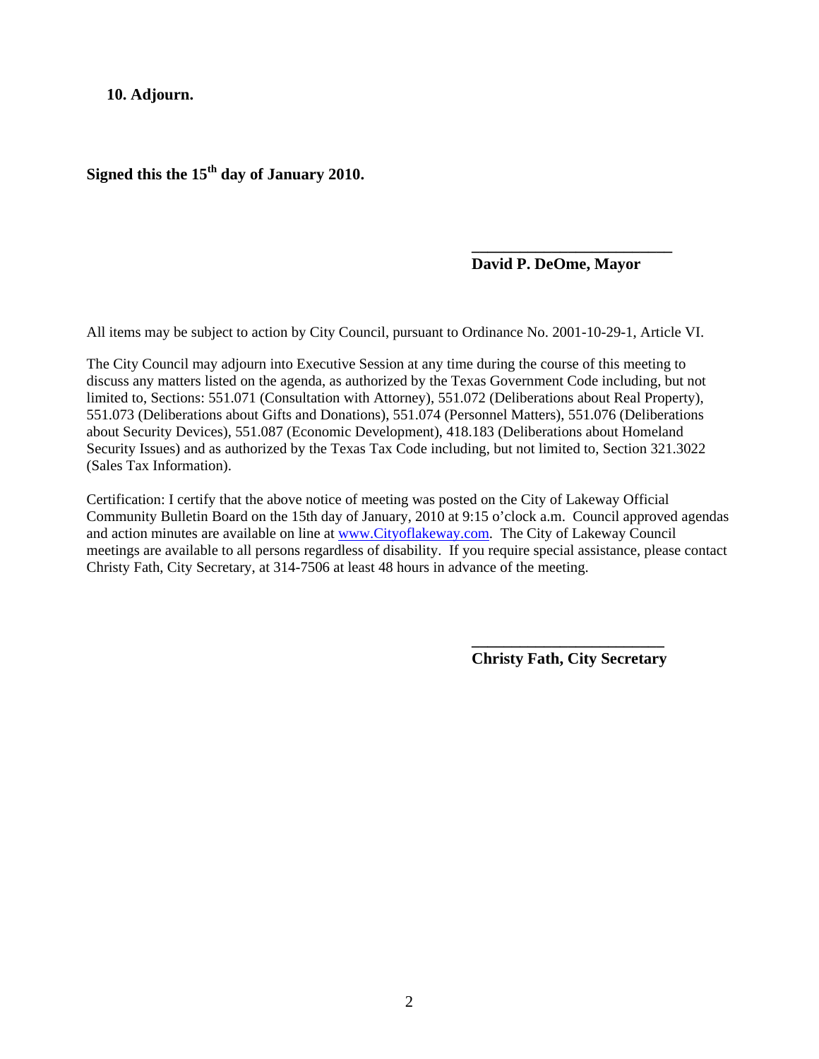**10. Adjourn.**

**Signed this the 15th day of January 2010.**

**\_\_\_\_\_\_\_\_\_\_\_\_\_\_\_\_\_\_\_\_\_\_\_\_\_\_**
**David P. DeOme, Mayor**

All items may be subject to action by City Council, pursuant to Ordinance No. 2001-10-29-1, Article VI.

The City Council may adjourn into Executive Session at any time during the course of this meeting to discuss any matters listed on the agenda, as authorized by the Texas Government Code including, but not limited to, Sections: 551.071 (Consultation with Attorney), 551.072 (Deliberations about Real Property), 551.073 (Deliberations about Gifts and Donations), 551.074 (Personnel Matters), 551.076 (Deliberations about Security Devices), 551.087 (Economic Development), 418.183 (Deliberations about Homeland Security Issues) and as authorized by the Texas Tax Code including, but not limited to, Section 321.3022 (Sales Tax Information).

Certification: I certify that the above notice of meeting was posted on the City of Lakeway Official Community Bulletin Board on the 15th day of January, 2010 at 9:15 o'clock a.m. Council approved agendas and action minutes are available on line at www.Cityoflakeway.com. The City of Lakeway Council meetings are available to all persons regardless of disability. If you require special assistance, please contact Christy Fath, City Secretary, at 314-7506 at least 48 hours in advance of the meeting.

**\_\_\_\_\_\_\_\_\_\_\_\_\_\_\_\_\_\_\_\_\_\_\_\_\_\_**
**Christy Fath, City Secretary**